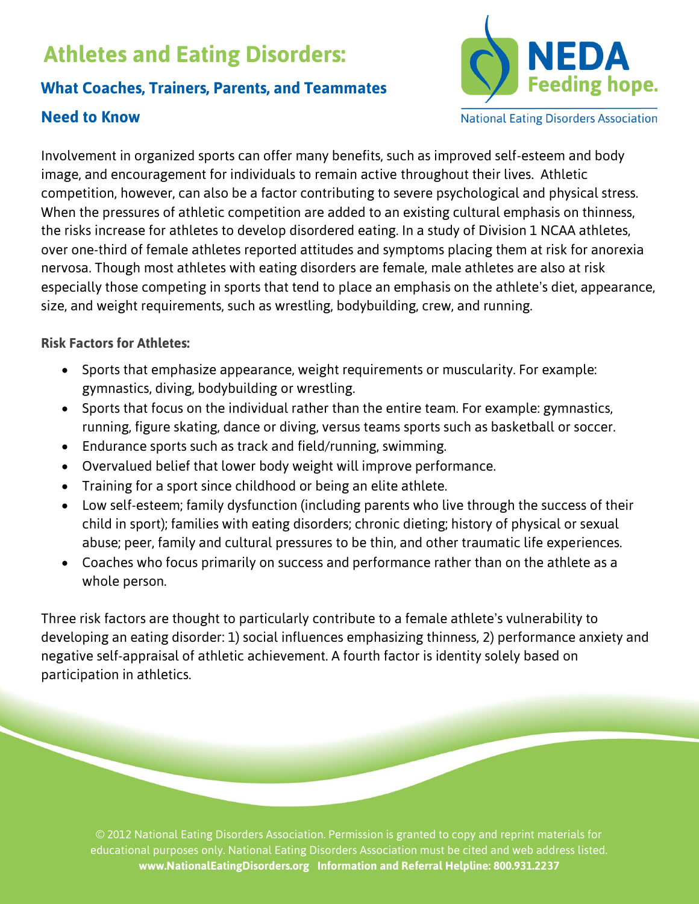# Athletes and Eating Disorders:

## What Coaches, Trainers, Parents, and Teammates Need to Know

NEDA Feeding hope.

National Eating Disorders Association

Involvement in organized sports can offer many benefits, such as improved self-esteem and body image, and encouragement for individuals to remain active throughout their lives. Athletic competition, however, can also be a factor contributing to severe psychological and physical stress. When the pressures of athletic competition are added to an existing cultural emphasis on thinness, the risks increase for athletes to develop disordered eating. In a study of Division 1 NCAA athletes, over one-third of female athletes reported attitudes and symptoms placing them at risk for anorexia nervosa. Though most athletes with eating disorders are female, male athletes are also at risk especially those competing in sports that tend to place an emphasis on the athlete's diet, appearance, size, and weight requirements, such as wrestling, bodybuilding, crew, and running.

**Risk Factors for Athletes:**

- Sports that emphasize appearance, weight requirements or muscularity. For example: gymnastics, diving, bodybuilding or wrestling.
- Sports that focus on the individual rather than the entire team. For example: gymnastics, running, figure skating, dance or diving, versus teams sports such as basketball or soccer.
- Endurance sports such as track and field/running, swimming.
- Overvalued belief that lower body weight will improve performance.
- Training for a sport since childhood or being an elite athlete.
- Low self-esteem; family dysfunction (including parents who live through the success of their child in sport); families with eating disorders; chronic dieting; history of physical or sexual abuse; peer, family and cultural pressures to be thin, and other traumatic life experiences.
- Coaches who focus primarily on success and performance rather than on the athlete as a whole person.

Three risk factors are thought to particularly contribute to a female athlete's vulnerability to developing an eating disorder: 1) social influences emphasizing thinness, 2) performance anxiety and negative self-appraisal of athletic achievement. A fourth factor is identity solely based on participation in athletics.

© 2012 National Eating Disorders Association. Permission is granted to copy and reprint materials for educational purposes only. National Eating Disorders Association must be cited and web address listed.
**www.NationalEatingDisorders.org Information and Referral Helpline: 800.931.2237**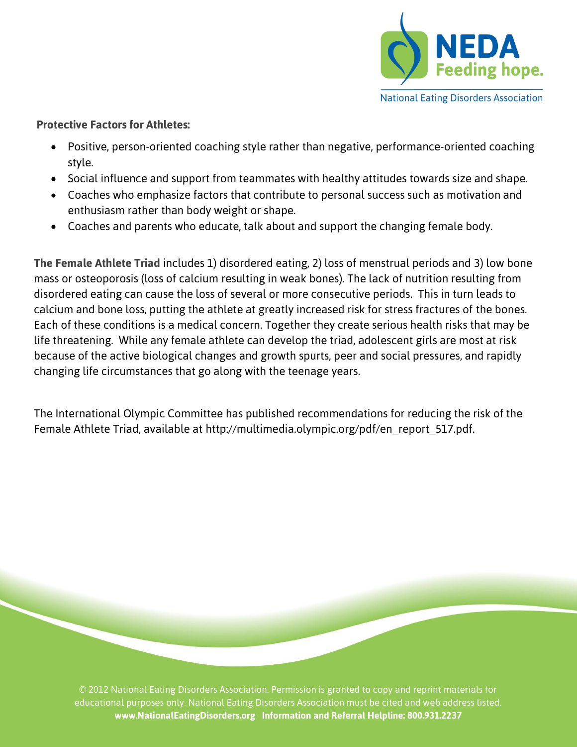**Protective Factors for Athletes:**

- Positive, person-oriented coaching style rather than negative, performance-oriented coaching style.
- Social influence and support from teammates with healthy attitudes towards size and shape.
- Coaches who emphasize factors that contribute to personal success such as motivation and enthusiasm rather than body weight or shape.
- Coaches and parents who educate, talk about and support the changing female body.

**The Female Athlete Triad** includes 1) disordered eating, 2) loss of menstrual periods and 3) low bone mass or osteoporosis (loss of calcium resulting in weak bones). The lack of nutrition resulting from disordered eating can cause the loss of several or more consecutive periods. This in turn leads to calcium and bone loss, putting the athlete at greatly increased risk for stress fractures of the bones. Each of these conditions is a medical concern. Together they create serious health risks that may be life threatening. While any female athlete can develop the triad, adolescent girls are most at risk because of the active biological changes and growth spurts, peer and social pressures, and rapidly changing life circumstances that go along with the teenage years.

The International Olympic Committee has published recommendations for reducing the risk of the Female Athlete Triad, available at http://multimedia.olympic.org/pdf/en_report_517.pdf.

© 2012 National Eating Disorders Association. Permission is granted to copy and reprint materials for educational purposes only. National Eating Disorders Association must be cited and web address listed.
**www.NationalEatingDisorders.org Information and Referral Helpline: 800.931.2237**